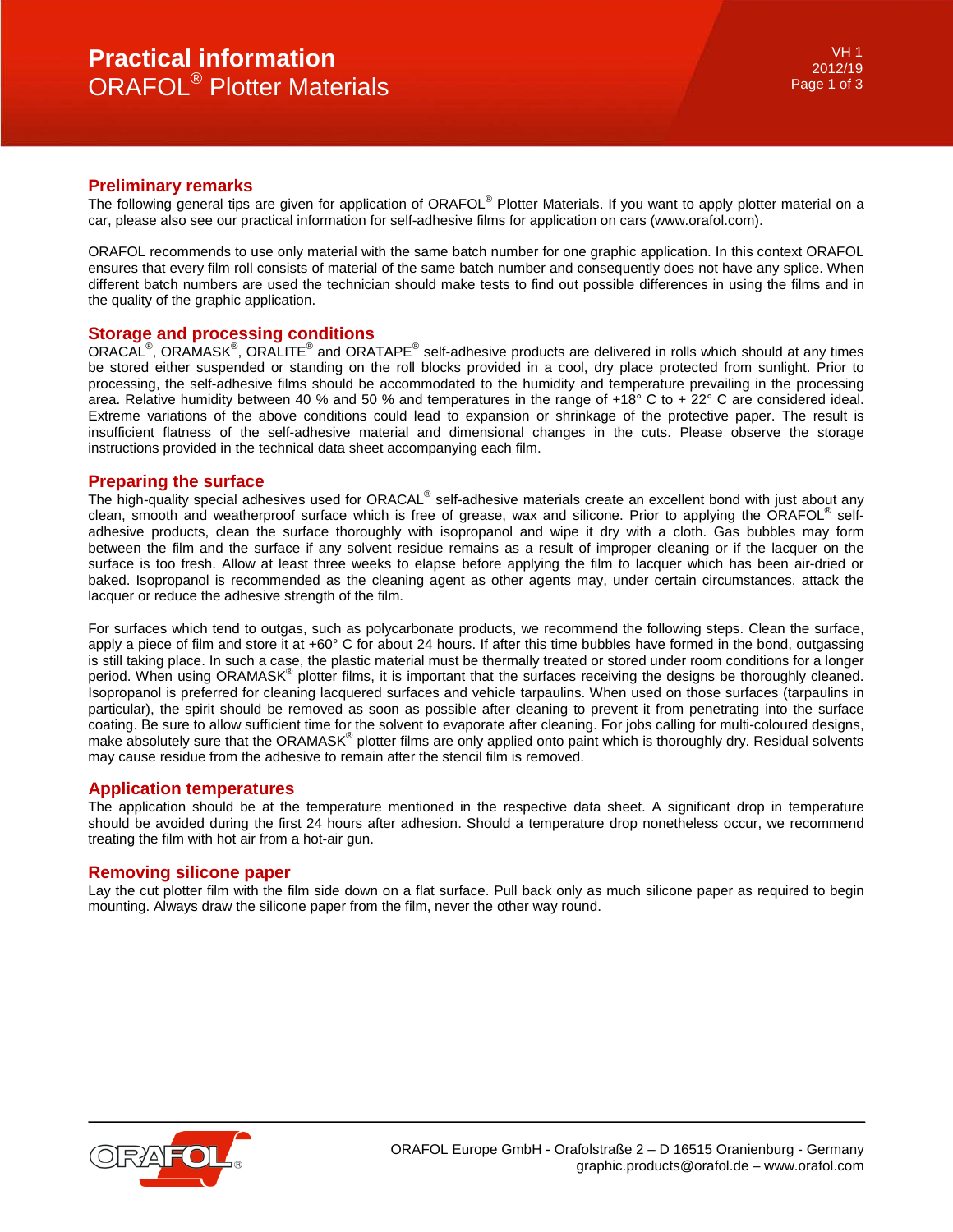# Practical information
## ORAFOL® Plotter Materials

### Preliminary remarks

The following general tips are given for application of ORAFOL® Plotter Materials. If you want to apply plotter material on a car, please also see our practical information for self-adhesive films for application on cars (www.orafol.com).

ORAFOL recommends to use only material with the same batch number for one graphic application. In this context ORAFOL ensures that every film roll consists of material of the same batch number and consequently does not have any splice. When different batch numbers are used the technician should make tests to find out possible differences in using the films and in the quality of the graphic application.

### Storage and processing conditions

ORACAL®, ORAMASK®, ORALITE® and ORATAPE® self-adhesive products are delivered in rolls which should at any times be stored either suspended or standing on the roll blocks provided in a cool, dry place protected from sunlight. Prior to processing, the self-adhesive films should be accommodated to the humidity and temperature prevailing in the processing area. Relative humidity between 40 % and 50 % and temperatures in the range of +18° C to + 22° C are considered ideal. Extreme variations of the above conditions could lead to expansion or shrinkage of the protective paper. The result is insufficient flatness of the self-adhesive material and dimensional changes in the cuts. Please observe the storage instructions provided in the technical data sheet accompanying each film.

### Preparing the surface

The high-quality special adhesives used for ORACAL® self-adhesive materials create an excellent bond with just about any clean, smooth and weatherproof surface which is free of grease, wax and silicone. Prior to applying the ORAFOL® self-adhesive products, clean the surface thoroughly with isopropanol and wipe it dry with a cloth. Gas bubbles may form between the film and the surface if any solvent residue remains as a result of improper cleaning or if the lacquer on the surface is too fresh. Allow at least three weeks to elapse before applying the film to lacquer which has been air-dried or baked. Isopropanol is recommended as the cleaning agent as other agents may, under certain circumstances, attack the lacquer or reduce the adhesive strength of the film.

For surfaces which tend to outgas, such as polycarbonate products, we recommend the following steps. Clean the surface, apply a piece of film and store it at +60° C for about 24 hours. If after this time bubbles have formed in the bond, outgassing is still taking place. In such a case, the plastic material must be thermally treated or stored under room conditions for a longer period. When using ORAMASK® plotter films, it is important that the surfaces receiving the designs be thoroughly cleaned. Isopropanol is preferred for cleaning lacquered surfaces and vehicle tarpaulins. When used on those surfaces (tarpaulins in particular), the spirit should be removed as soon as possible after cleaning to prevent it from penetrating into the surface coating. Be sure to allow sufficient time for the solvent to evaporate after cleaning. For jobs calling for multi-coloured designs, make absolutely sure that the ORAMASK® plotter films are only applied onto paint which is thoroughly dry. Residual solvents may cause residue from the adhesive to remain after the stencil film is removed.

### Application temperatures

The application should be at the temperature mentioned in the respective data sheet. A significant drop in temperature should be avoided during the first 24 hours after adhesion. Should a temperature drop nonetheless occur, we recommend treating the film with hot air from a hot-air gun.

### Removing silicone paper

Lay the cut plotter film with the film side down on a flat surface. Pull back only as much silicone paper as required to begin mounting. Always draw the silicone paper from the film, never the other way round.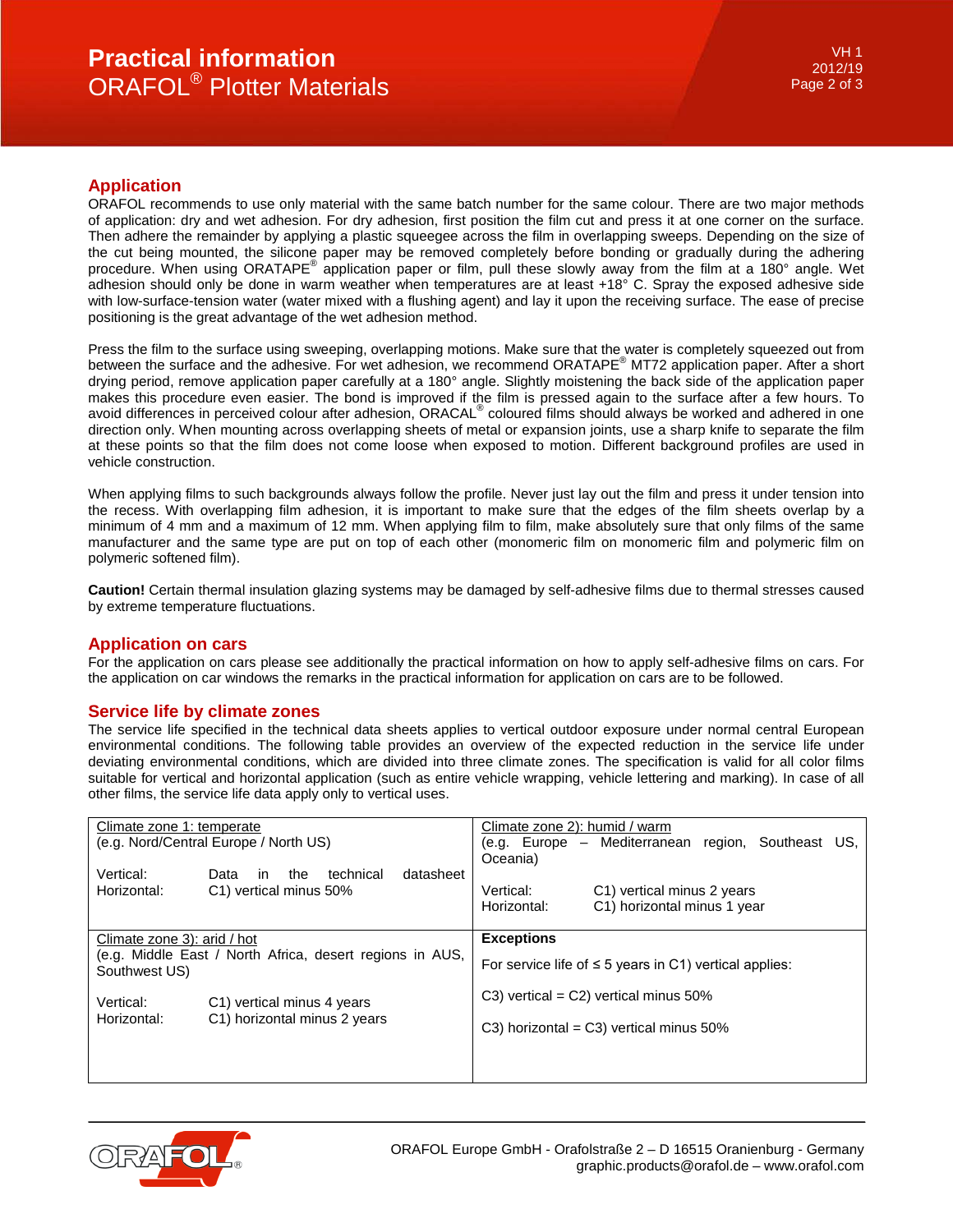## Application

ORAFOL recommends to use only material with the same batch number for the same colour. There are two major methods of application: dry and wet adhesion. For dry adhesion, first position the film cut and press it at one corner on the surface. Then adhere the remainder by applying a plastic squeegee across the film in overlapping sweeps. Depending on the size of the cut being mounted, the silicone paper may be removed completely before bonding or gradually during the adhering procedure. When using ORATAPE® application paper or film, pull these slowly away from the film at a 180° angle. Wet adhesion should only be done in warm weather when temperatures are at least +18° C. Spray the exposed adhesive side with low-surface-tension water (water mixed with a flushing agent) and lay it upon the receiving surface. The ease of precise positioning is the great advantage of the wet adhesion method.

Press the film to the surface using sweeping, overlapping motions. Make sure that the water is completely squeezed out from between the surface and the adhesive. For wet adhesion, we recommend ORATAPE® MT72 application paper. After a short drying period, remove application paper carefully at a 180° angle. Slightly moistening the back side of the application paper makes this procedure even easier. The bond is improved if the film is pressed again to the surface after a few hours. To avoid differences in perceived colour after adhesion, ORACAL® coloured films should always be worked and adhered in one direction only. When mounting across overlapping sheets of metal or expansion joints, use a sharp knife to separate the film at these points so that the film does not come loose when exposed to motion. Different background profiles are used in vehicle construction.

When applying films to such backgrounds always follow the profile. Never just lay out the film and press it under tension into the recess. With overlapping film adhesion, it is important to make sure that the edges of the film sheets overlap by a minimum of 4 mm and a maximum of 12 mm. When applying film to film, make absolutely sure that only films of the same manufacturer and the same type are put on top of each other (monomeric film on monomeric film and polymeric film on polymeric softened film).

**Caution!** Certain thermal insulation glazing systems may be damaged by self-adhesive films due to thermal stresses caused by extreme temperature fluctuations.

## Application on cars

For the application on cars please see additionally the practical information on how to apply self-adhesive films on cars. For the application on car windows the remarks in the practical information for application on cars are to be followed.

## Service life by climate zones

The service life specified in the technical data sheets applies to vertical outdoor exposure under normal central European environmental conditions. The following table provides an overview of the expected reduction in the service life under deviating environmental conditions, which are divided into three climate zones. The specification is valid for all color films suitable for vertical and horizontal application (such as entire vehicle wrapping, vehicle lettering and marking). In case of all other films, the service life data apply only to vertical uses.

| | |
|---|---|
| Climate zone 1: temperate<br>(e.g. Nord/Central Europe / North US)<br><br>Vertical: Data in the technical datasheet<br>Horizontal: C1) vertical minus 50% | Climate zone 2): humid / warm<br>(e.g. Europe – Mediterranean region, Southeast US, Oceania)<br><br>Vertical: C1) vertical minus 2 years<br>Horizontal: C1) horizontal minus 1 year |
| Climate zone 3): arid / hot<br>(e.g. Middle East / North Africa, desert regions in AUS, Southwest US)<br><br>Vertical: C1) vertical minus 4 years<br>Horizontal: C1) horizontal minus 2 years | **Exceptions**<br><br>For service life of ≤ 5 years in C1) vertical applies:<br><br>C3) vertical = C2) vertical minus 50%<br><br>C3) horizontal = C3) vertical minus 50% |

ORAFOL Europe GmbH - Orafolstraße 2 – D 16515 Oranienburg - Germany
graphic.products@orafol.de – www.orafol.com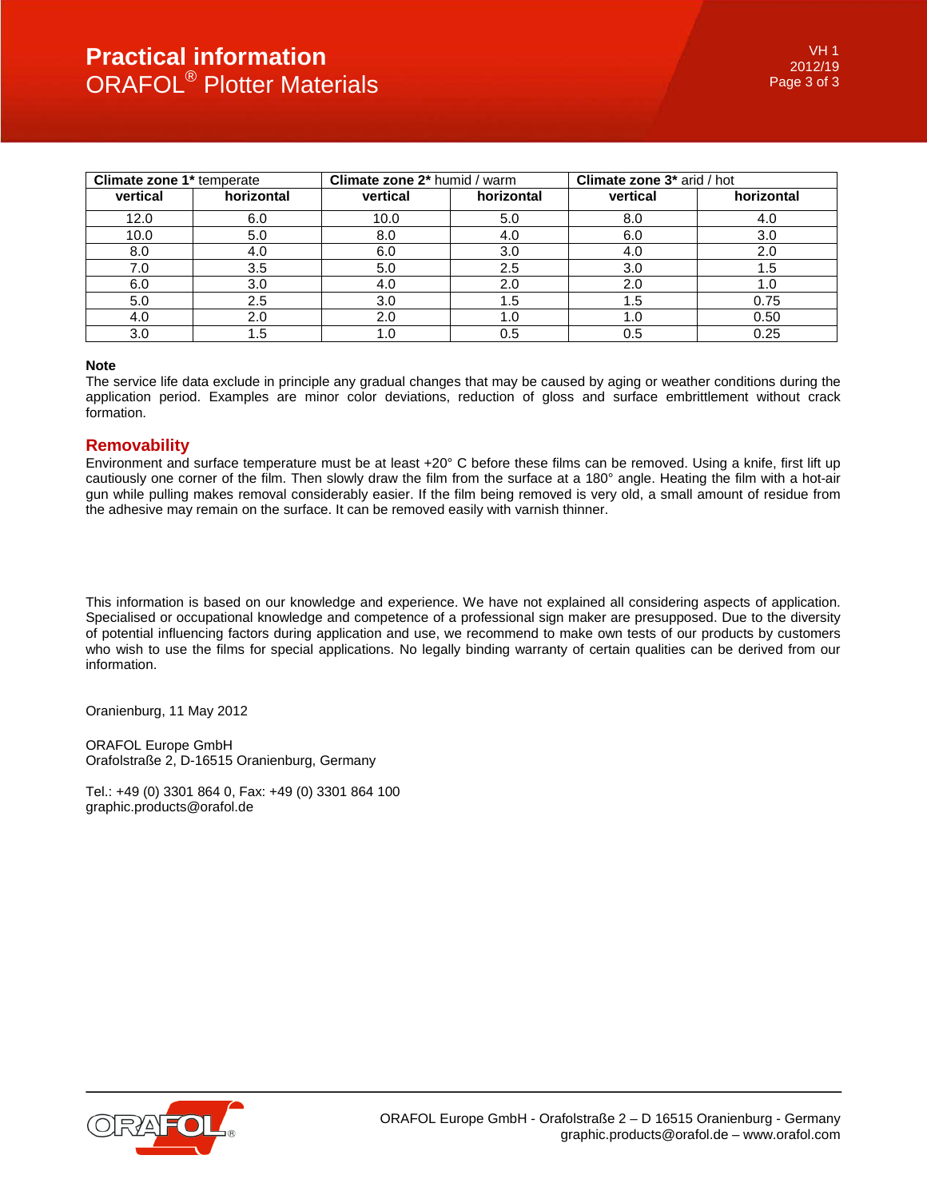| **Climate zone 1*** temperate | | **Climate zone 2*** humid / warm | | **Climate zone 3*** arid / hot | |
|---|---|---|---|---|---|
| **vertical** | **horizontal** | **vertical** | **horizontal** | **vertical** | **horizontal** |
| 12.0 | 6.0 | 10.0 | 5.0 | 8.0 | 4.0 |
| 10.0 | 5.0 | 8.0 | 4.0 | 6.0 | 3.0 |
| 8.0 | 4.0 | 6.0 | 3.0 | 4.0 | 2.0 |
| 7.0 | 3.5 | 5.0 | 2.5 | 3.0 | 1.5 |
| 6.0 | 3.0 | 4.0 | 2.0 | 2.0 | 1.0 |
| 5.0 | 2.5 | 3.0 | 1.5 | 1.5 | 0.75 |
| 4.0 | 2.0 | 2.0 | 1.0 | 1.0 | 0.50 |
| 3.0 | 1.5 | 1.0 | 0.5 | 0.5 | 0.25 |

**Note**
The service life data exclude in principle any gradual changes that may be caused by aging or weather conditions during the application period. Examples are minor color deviations, reduction of gloss and surface embrittlement without crack formation.

## Removability

Environment and surface temperature must be at least +20° C before these films can be removed. Using a knife, first lift up cautiously one corner of the film. Then slowly draw the film from the surface at a 180° angle. Heating the film with a hot-air gun while pulling makes removal considerably easier. If the film being removed is very old, a small amount of residue from the adhesive may remain on the surface. It can be removed easily with varnish thinner.

This information is based on our knowledge and experience. We have not explained all considering aspects of application. Specialised or occupational knowledge and competence of a professional sign maker are presupposed. Due to the diversity of potential influencing factors during application and use, we recommend to make own tests of our products by customers who wish to use the films for special applications. No legally binding warranty of certain qualities can be derived from our information.

Oranienburg, 11 May 2012

ORAFOL Europe GmbH
Orafolstraße 2, D-16515 Oranienburg, Germany

Tel.: +49 (0) 3301 864 0, Fax: +49 (0) 3301 864 100
graphic.products@orafol.de